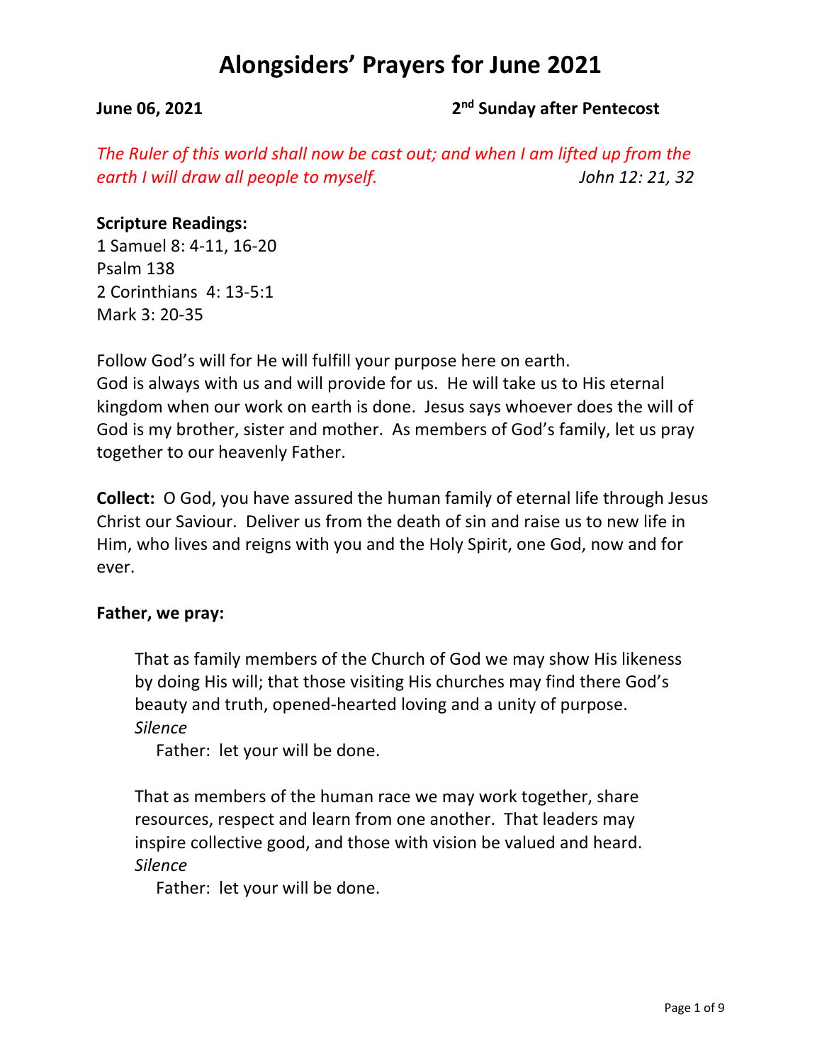# Alongsiders' Prayers for June 2021

**June 06, 2021** **2nd Sunday after Pentecost**

*The Ruler of this world shall now be cast out; and when I am lifted up from the earth I will draw all people to myself.* *John 12: 21, 32*

**Scripture Readings:**
1 Samuel 8: 4-11, 16-20
Psalm 138
2 Corinthians 4: 13-5:1
Mark 3: 20-35

Follow God's will for He will fulfill your purpose here on earth.
God is always with us and will provide for us. He will take us to His eternal kingdom when our work on earth is done. Jesus says whoever does the will of God is my brother, sister and mother. As members of God's family, let us pray together to our heavenly Father.

**Collect:** O God, you have assured the human family of eternal life through Jesus Christ our Saviour. Deliver us from the death of sin and raise us to new life in Him, who lives and reigns with you and the Holy Spirit, one God, now and for ever.

**Father, we pray:**

That as family members of the Church of God we may show His likeness by doing His will; that those visiting His churches may find there God's beauty and truth, opened-hearted loving and a unity of purpose.
*Silence*
Father: let your will be done.

That as members of the human race we may work together, share resources, respect and learn from one another. That leaders may inspire collective good, and those with vision be valued and heard.
*Silence*
Father: let your will be done.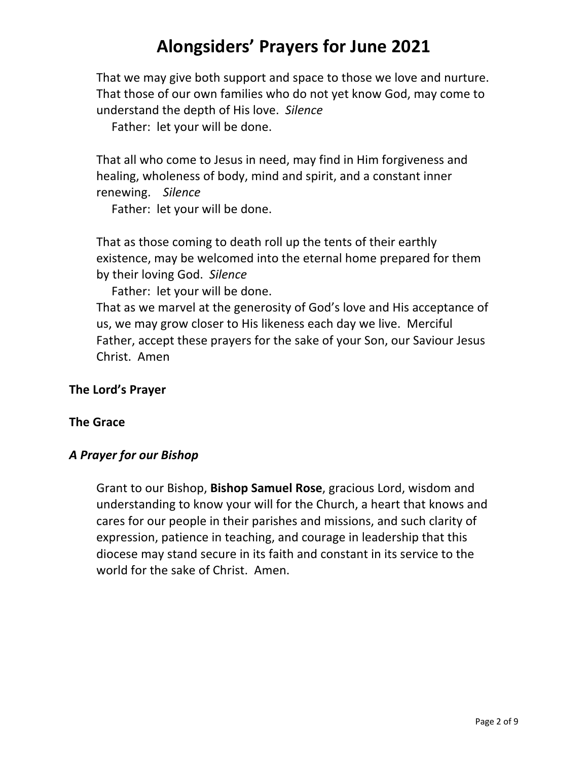# Alongsiders' Prayers for June 2021

That we may give both support and space to those we love and nurture. That those of our own families who do not yet know God, may come to understand the depth of His love. *Silence*

Father: let your will be done.

That all who come to Jesus in need, may find in Him forgiveness and healing, wholeness of body, mind and spirit, and a constant inner renewing. *Silence*

Father: let your will be done.

That as those coming to death roll up the tents of their earthly existence, may be welcomed into the eternal home prepared for them by their loving God. *Silence*

Father: let your will be done.

That as we marvel at the generosity of God's love and His acceptance of us, we may grow closer to His likeness each day we live. Merciful Father, accept these prayers for the sake of your Son, our Saviour Jesus Christ. Amen

**The Lord's Prayer**

**The Grace**

***A Prayer for our Bishop***

Grant to our Bishop, **Bishop Samuel Rose**, gracious Lord, wisdom and understanding to know your will for the Church, a heart that knows and cares for our people in their parishes and missions, and such clarity of expression, patience in teaching, and courage in leadership that this diocese may stand secure in its faith and constant in its service to the world for the sake of Christ. Amen.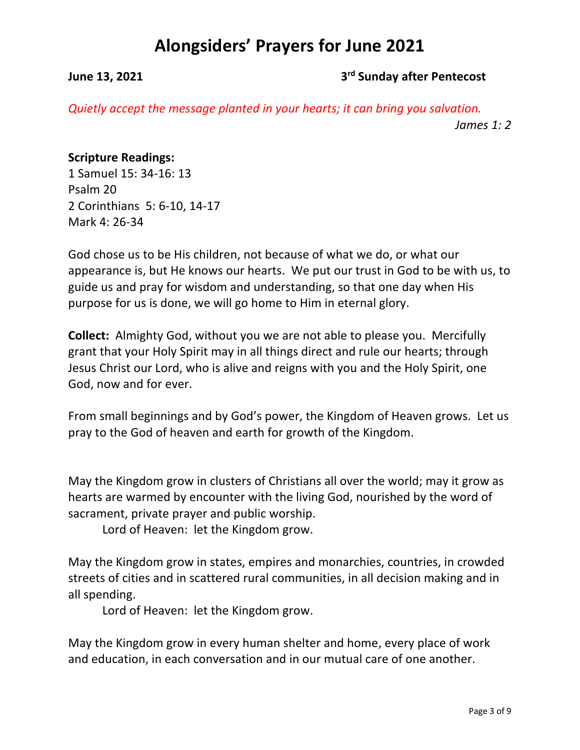# Alongsiders' Prayers for June 2021

**June 13, 2021** **3rd Sunday after Pentecost**

*Quietly accept the message planted in your hearts; it can bring you salvation.*
*James 1: 2*

**Scripture Readings:**
1 Samuel 15: 34-16: 13
Psalm 20
2 Corinthians 5: 6-10, 14-17
Mark 4: 26-34

God chose us to be His children, not because of what we do, or what our appearance is, but He knows our hearts. We put our trust in God to be with us, to guide us and pray for wisdom and understanding, so that one day when His purpose for us is done, we will go home to Him in eternal glory.

**Collect:** Almighty God, without you we are not able to please you. Mercifully grant that your Holy Spirit may in all things direct and rule our hearts; through Jesus Christ our Lord, who is alive and reigns with you and the Holy Spirit, one God, now and for ever.

From small beginnings and by God's power, the Kingdom of Heaven grows. Let us pray to the God of heaven and earth for growth of the Kingdom.

May the Kingdom grow in clusters of Christians all over the world; may it grow as hearts are warmed by encounter with the living God, nourished by the word of sacrament, private prayer and public worship.

Lord of Heaven: let the Kingdom grow.

May the Kingdom grow in states, empires and monarchies, countries, in crowded streets of cities and in scattered rural communities, in all decision making and in all spending.

Lord of Heaven: let the Kingdom grow.

May the Kingdom grow in every human shelter and home, every place of work and education, in each conversation and in our mutual care of one another.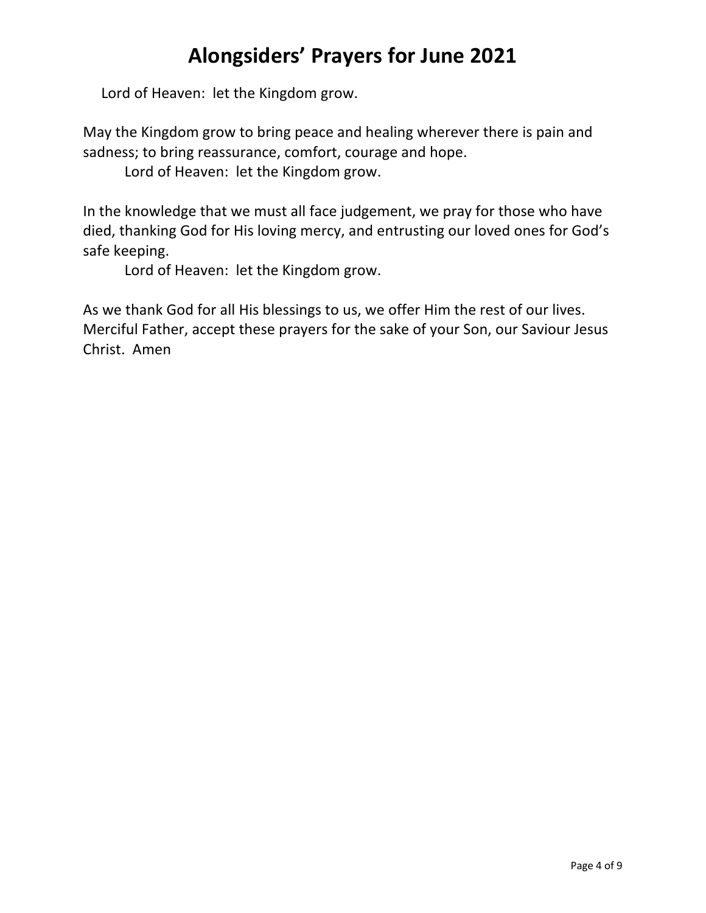# Alongsiders' Prayers for June 2021

Lord of Heaven: let the Kingdom grow.

May the Kingdom grow to bring peace and healing wherever there is pain and sadness; to bring reassurance, comfort, courage and hope.

Lord of Heaven: let the Kingdom grow.

In the knowledge that we must all face judgement, we pray for those who have died, thanking God for His loving mercy, and entrusting our loved ones for God's safe keeping.

Lord of Heaven: let the Kingdom grow.

As we thank God for all His blessings to us, we offer Him the rest of our lives. Merciful Father, accept these prayers for the sake of your Son, our Saviour Jesus Christ. Amen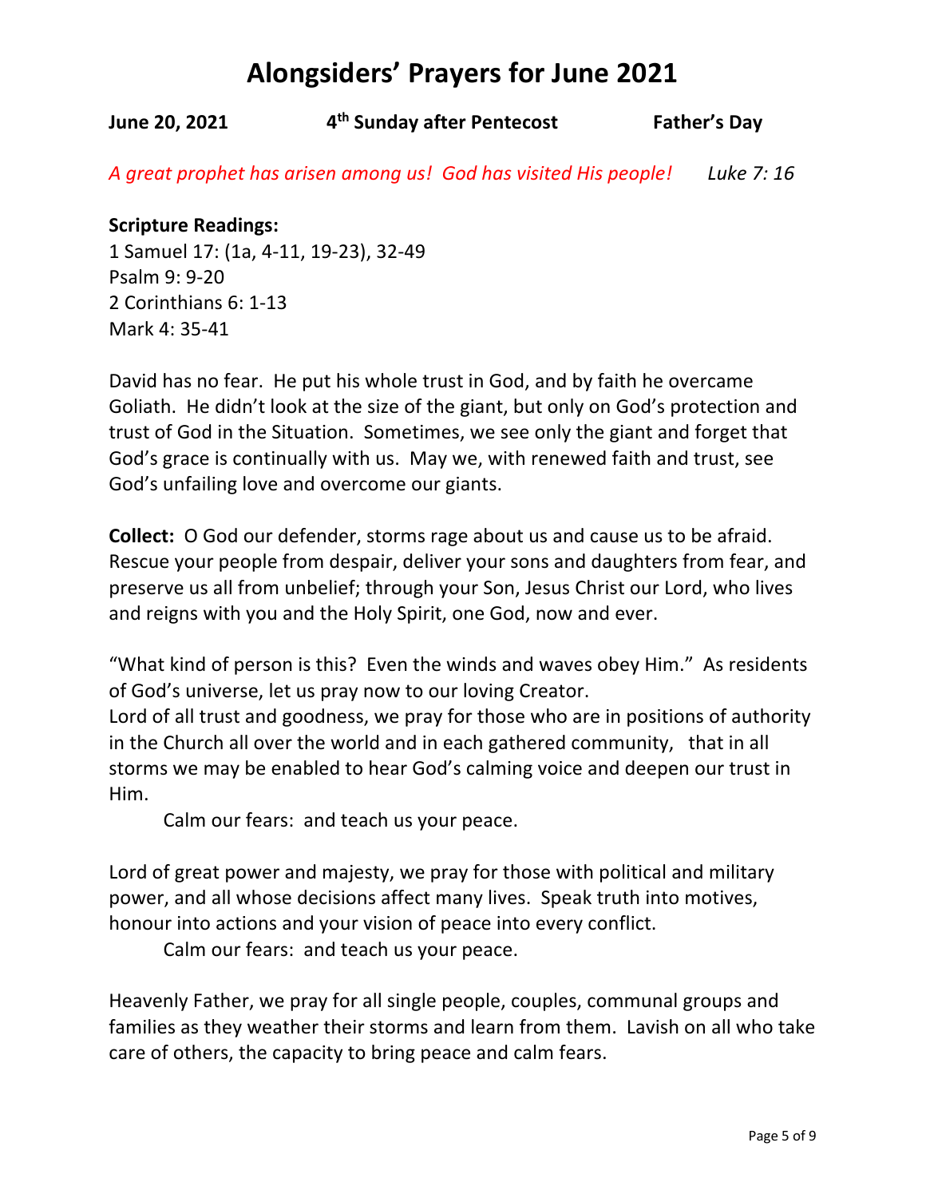# Alongsiders' Prayers for June 2021

**June 20, 2021 4th Sunday after Pentecost Father's Day**

*A great prophet has arisen among us! God has visited His people!* *Luke 7: 16*

**Scripture Readings:**
1 Samuel 17: (1a, 4-11, 19-23), 32-49
Psalm 9: 9-20
2 Corinthians 6: 1-13
Mark 4: 35-41

David has no fear. He put his whole trust in God, and by faith he overcame Goliath. He didn't look at the size of the giant, but only on God's protection and trust of God in the Situation. Sometimes, we see only the giant and forget that God's grace is continually with us. May we, with renewed faith and trust, see God's unfailing love and overcome our giants.

**Collect:** O God our defender, storms rage about us and cause us to be afraid. Rescue your people from despair, deliver your sons and daughters from fear, and preserve us all from unbelief; through your Son, Jesus Christ our Lord, who lives and reigns with you and the Holy Spirit, one God, now and ever.

"What kind of person is this? Even the winds and waves obey Him." As residents of God's universe, let us pray now to our loving Creator.
Lord of all trust and goodness, we pray for those who are in positions of authority in the Church all over the world and in each gathered community, that in all storms we may be enabled to hear God's calming voice and deepen our trust in Him.

Calm our fears: and teach us your peace.

Lord of great power and majesty, we pray for those with political and military power, and all whose decisions affect many lives. Speak truth into motives, honour into actions and your vision of peace into every conflict.

Calm our fears: and teach us your peace.

Heavenly Father, we pray for all single people, couples, communal groups and families as they weather their storms and learn from them. Lavish on all who take care of others, the capacity to bring peace and calm fears.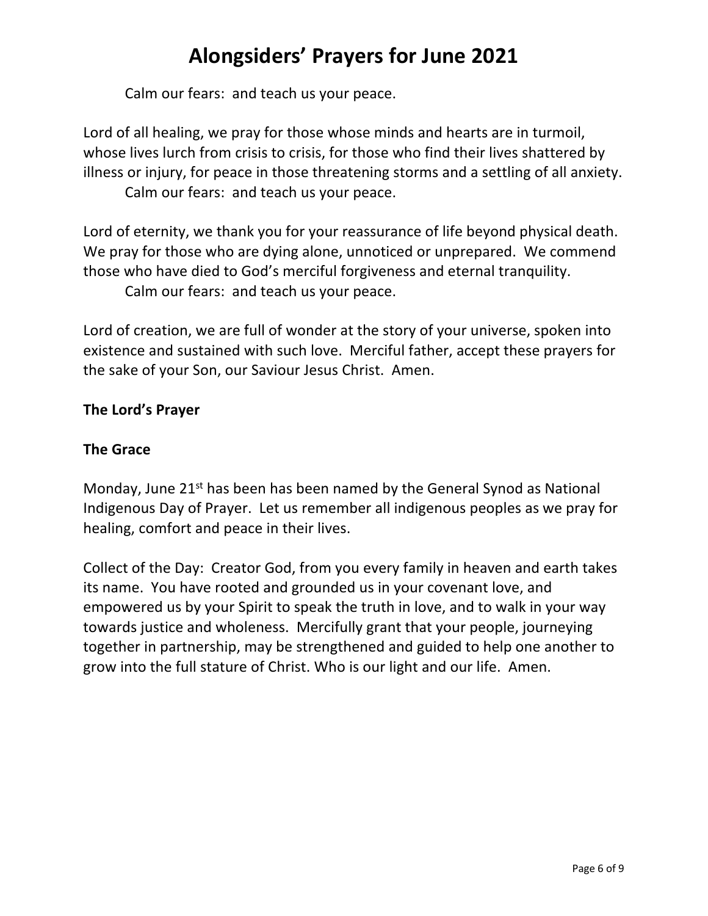Calm our fears: and teach us your peace.

Lord of all healing, we pray for those whose minds and hearts are in turmoil, whose lives lurch from crisis to crisis, for those who find their lives shattered by illness or injury, for peace in those threatening storms and a settling of all anxiety.

Calm our fears: and teach us your peace.

Lord of eternity, we thank you for your reassurance of life beyond physical death. We pray for those who are dying alone, unnoticed or unprepared. We commend those who have died to God's merciful forgiveness and eternal tranquility.

Calm our fears: and teach us your peace.

Lord of creation, we are full of wonder at the story of your universe, spoken into existence and sustained with such love. Merciful father, accept these prayers for the sake of your Son, our Saviour Jesus Christ. Amen.

**The Lord's Prayer**

**The Grace**

Monday, June 21st has been has been named by the General Synod as National Indigenous Day of Prayer. Let us remember all indigenous peoples as we pray for healing, comfort and peace in their lives.

Collect of the Day: Creator God, from you every family in heaven and earth takes its name. You have rooted and grounded us in your covenant love, and empowered us by your Spirit to speak the truth in love, and to walk in your way towards justice and wholeness. Mercifully grant that your people, journeying together in partnership, may be strengthened and guided to help one another to grow into the full stature of Christ. Who is our light and our life. Amen.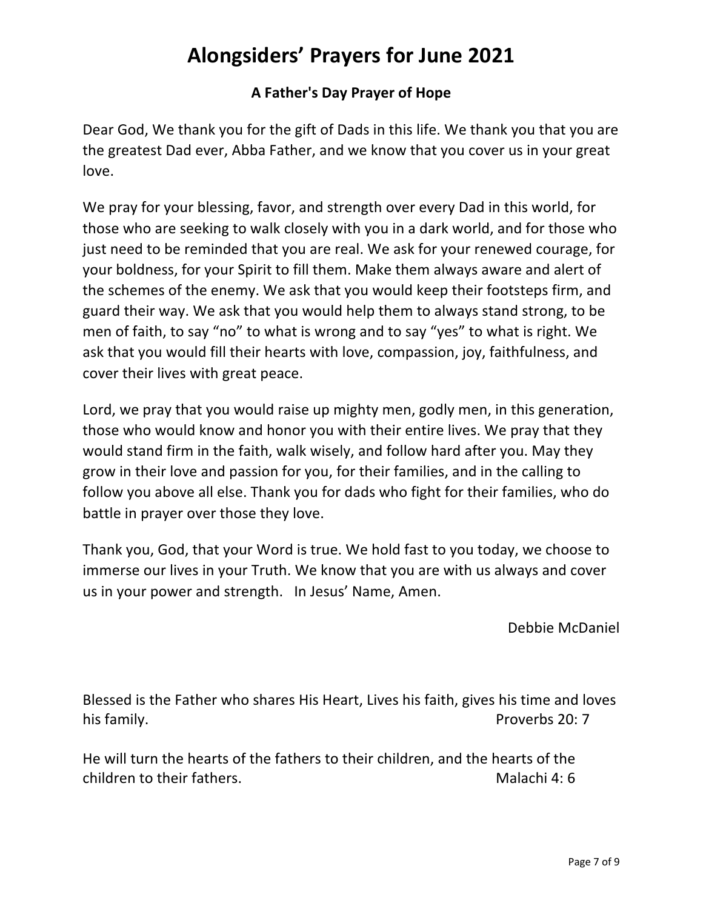# Alongsiders' Prayers for June 2021

### A Father's Day Prayer of Hope

Dear God, We thank you for the gift of Dads in this life. We thank you that you are the greatest Dad ever, Abba Father, and we know that you cover us in your great love.

We pray for your blessing, favor, and strength over every Dad in this world, for those who are seeking to walk closely with you in a dark world, and for those who just need to be reminded that you are real. We ask for your renewed courage, for your boldness, for your Spirit to fill them. Make them always aware and alert of the schemes of the enemy. We ask that you would keep their footsteps firm, and guard their way. We ask that you would help them to always stand strong, to be men of faith, to say "no" to what is wrong and to say "yes" to what is right. We ask that you would fill their hearts with love, compassion, joy, faithfulness, and cover their lives with great peace.

Lord, we pray that you would raise up mighty men, godly men, in this generation, those who would know and honor you with their entire lives. We pray that they would stand firm in the faith, walk wisely, and follow hard after you. May they grow in their love and passion for you, for their families, and in the calling to follow you above all else. Thank you for dads who fight for their families, who do battle in prayer over those they love.

Thank you, God, that your Word is true. We hold fast to you today, we choose to immerse our lives in your Truth. We know that you are with us always and cover us in your power and strength. In Jesus' Name, Amen.

Debbie McDaniel

Blessed is the Father who shares His Heart, Lives his faith, gives his time and loves his family. Proverbs 20: 7

He will turn the hearts of the fathers to their children, and the hearts of the children to their fathers. Malachi 4: 6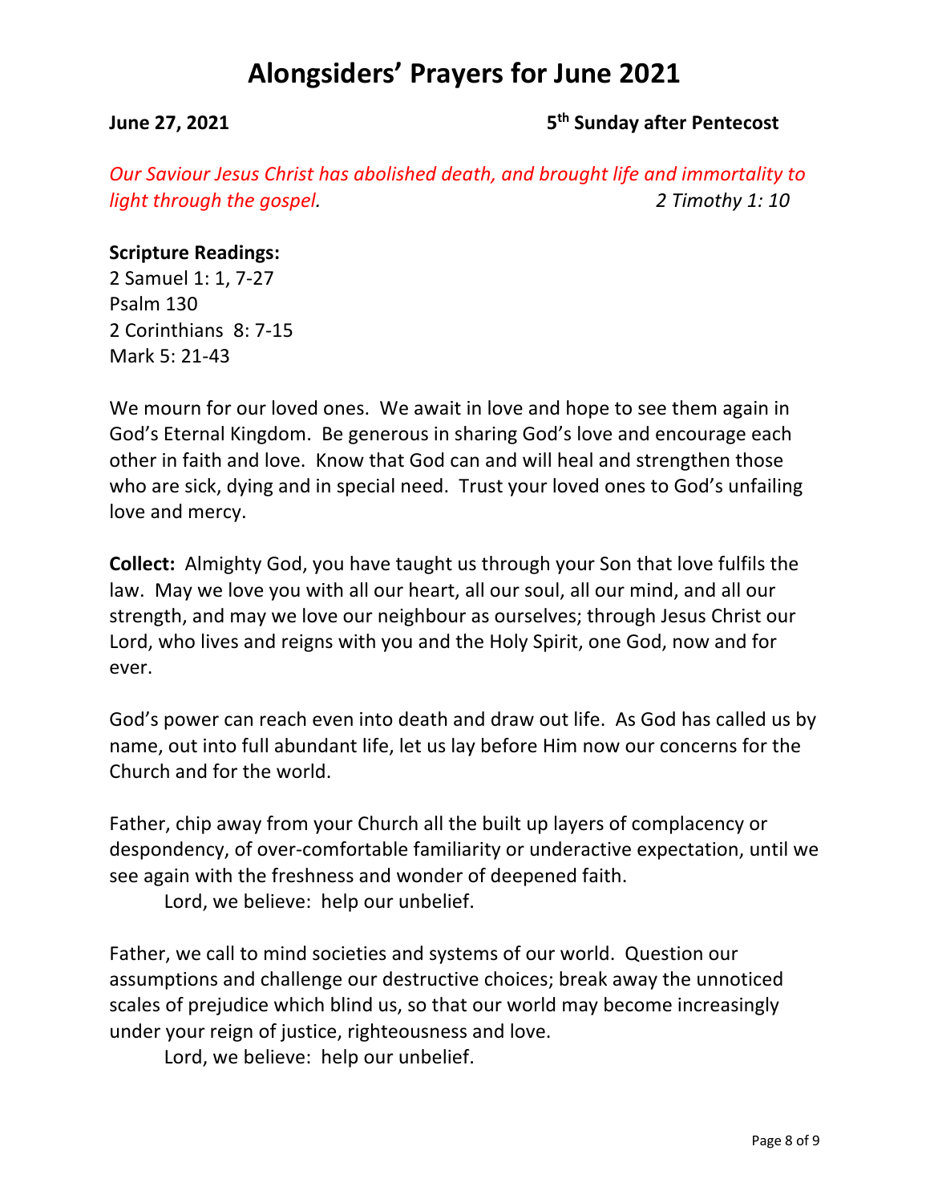# Alongsiders' Prayers for June 2021

**June 27, 2021** **5th Sunday after Pentecost**

*Our Saviour Jesus Christ has abolished death, and brought life and immortality to light through the gospel.* *2 Timothy 1: 10*

**Scripture Readings:**
2 Samuel 1: 1, 7-27
Psalm 130
2 Corinthians 8: 7-15
Mark 5: 21-43

We mourn for our loved ones. We await in love and hope to see them again in God's Eternal Kingdom. Be generous in sharing God's love and encourage each other in faith and love. Know that God can and will heal and strengthen those who are sick, dying and in special need. Trust your loved ones to God's unfailing love and mercy.

**Collect:** Almighty God, you have taught us through your Son that love fulfils the law. May we love you with all our heart, all our soul, all our mind, and all our strength, and may we love our neighbour as ourselves; through Jesus Christ our Lord, who lives and reigns with you and the Holy Spirit, one God, now and for ever.

God's power can reach even into death and draw out life. As God has called us by name, out into full abundant life, let us lay before Him now our concerns for the Church and for the world.

Father, chip away from your Church all the built up layers of complacency or despondency, of over-comfortable familiarity or underactive expectation, until we see again with the freshness and wonder of deepened faith.

Lord, we believe: help our unbelief.

Father, we call to mind societies and systems of our world. Question our assumptions and challenge our destructive choices; break away the unnoticed scales of prejudice which blind us, so that our world may become increasingly under your reign of justice, righteousness and love.

Lord, we believe: help our unbelief.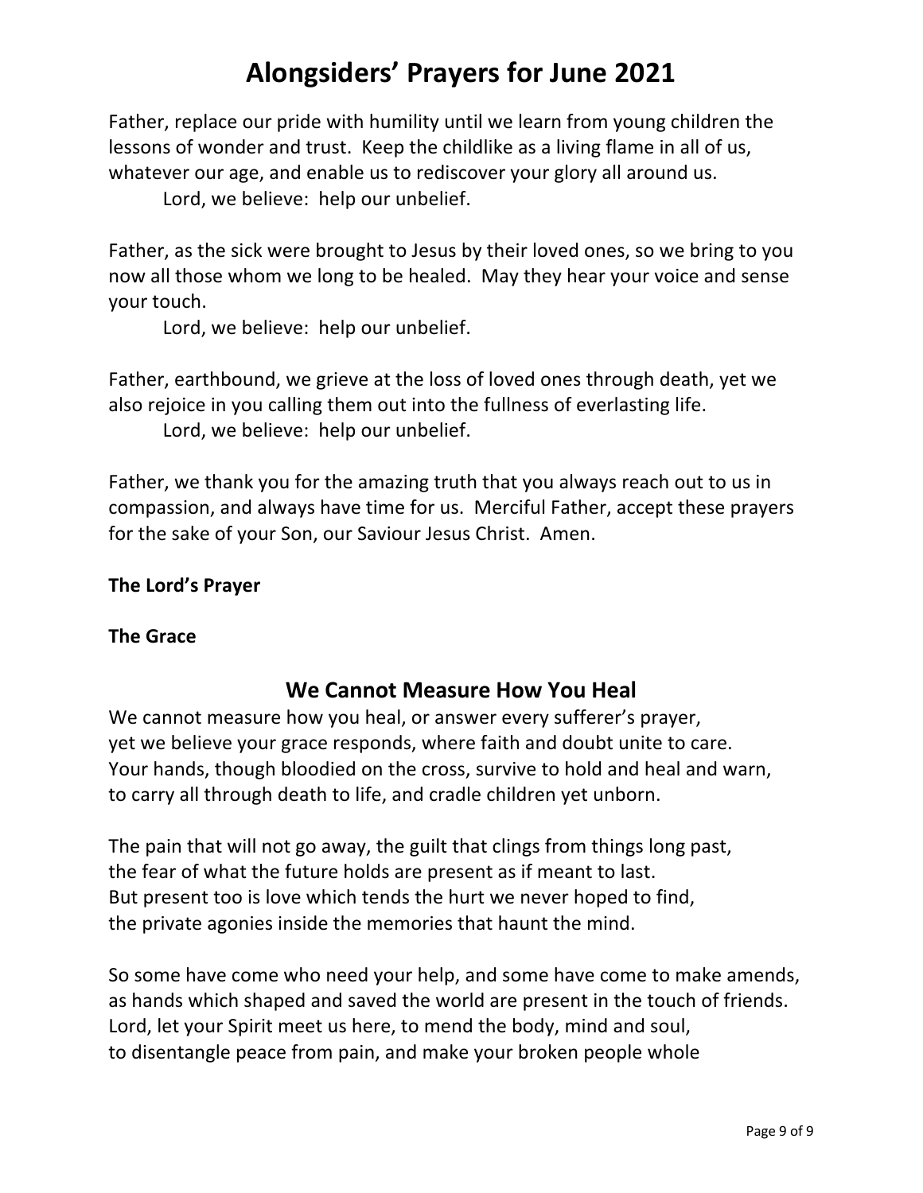# Alongsiders' Prayers for June 2021

Father, replace our pride with humility until we learn from young children the lessons of wonder and trust. Keep the childlike as a living flame in all of us, whatever our age, and enable us to rediscover your glory all around us.

Lord, we believe: help our unbelief.

Father, as the sick were brought to Jesus by their loved ones, so we bring to you now all those whom we long to be healed. May they hear your voice and sense your touch.

Lord, we believe: help our unbelief.

Father, earthbound, we grieve at the loss of loved ones through death, yet we also rejoice in you calling them out into the fullness of everlasting life.

Lord, we believe: help our unbelief.

Father, we thank you for the amazing truth that you always reach out to us in compassion, and always have time for us. Merciful Father, accept these prayers for the sake of your Son, our Saviour Jesus Christ. Amen.

**The Lord's Prayer**

**The Grace**

## We Cannot Measure How You Heal

We cannot measure how you heal, or answer every sufferer's prayer,
yet we believe your grace responds, where faith and doubt unite to care.
Your hands, though bloodied on the cross, survive to hold and heal and warn,
to carry all through death to life, and cradle children yet unborn.

The pain that will not go away, the guilt that clings from things long past,
the fear of what the future holds are present as if meant to last.
But present too is love which tends the hurt we never hoped to find,
the private agonies inside the memories that haunt the mind.

So some have come who need your help, and some have come to make amends,
as hands which shaped and saved the world are present in the touch of friends.
Lord, let your Spirit meet us here, to mend the body, mind and soul,
to disentangle peace from pain, and make your broken people whole